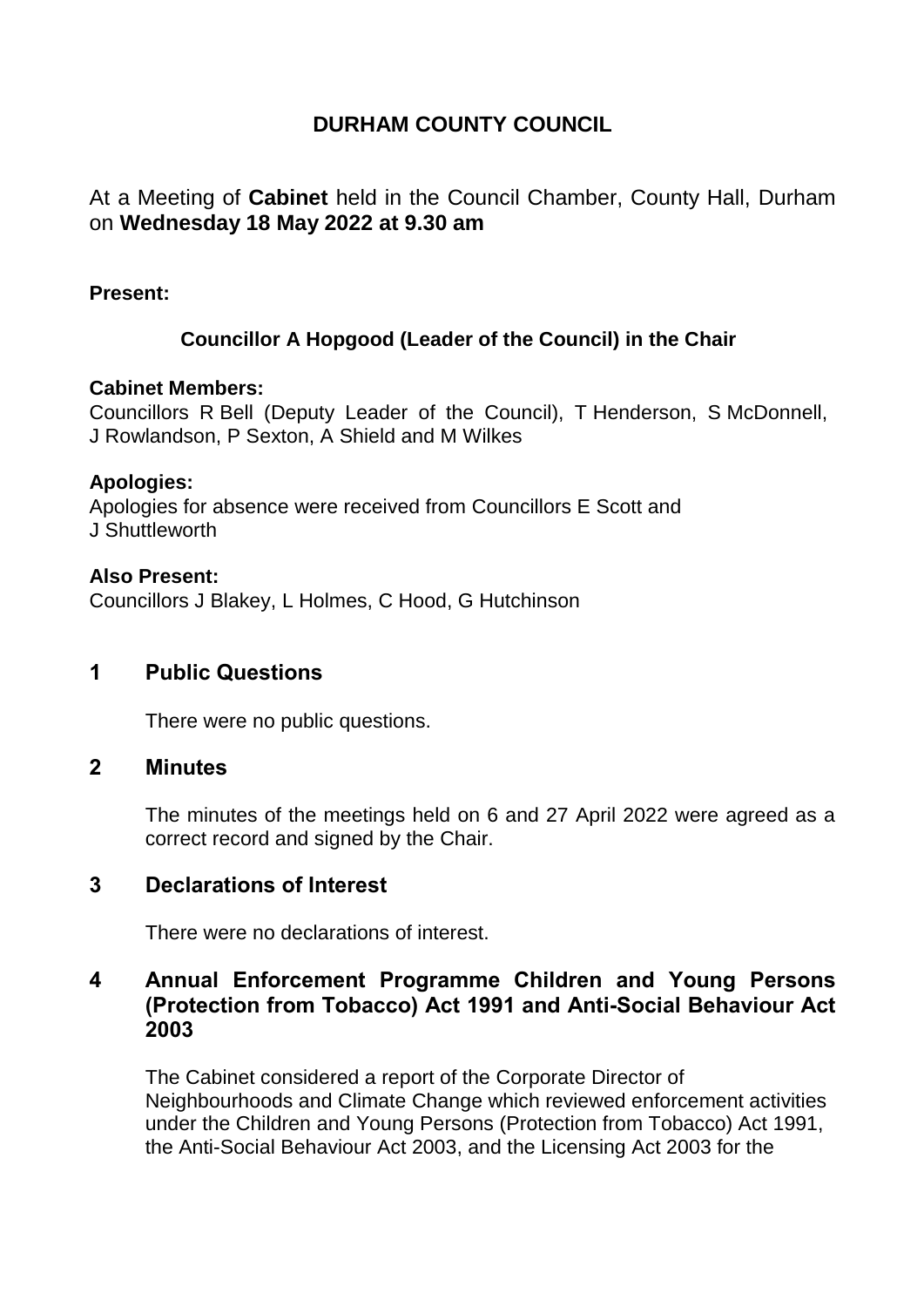# DURHAM COUNTY COUNCIL

At a Meeting of **Cabinet** held in the Council Chamber, County Hall, Durham on **Wednesday 18 May 2022 at 9.30 am**

**Present:**

**Councillor A Hopgood (Leader of the Council) in the Chair**

**Cabinet Members:**
Councillors R Bell (Deputy Leader of the Council), T Henderson, S McDonnell, J Rowlandson, P Sexton, A Shield and M Wilkes

**Apologies:**
Apologies for absence were received from Councillors E Scott and J Shuttleworth

**Also Present:**
Councillors J Blakey, L Holmes, C Hood, G Hutchinson

## 1 Public Questions

There were no public questions.

## 2 Minutes

The minutes of the meetings held on 6 and 27 April 2022 were agreed as a correct record and signed by the Chair.

## 3 Declarations of Interest

There were no declarations of interest.

## 4 Annual Enforcement Programme Children and Young Persons (Protection from Tobacco) Act 1991 and Anti-Social Behaviour Act 2003

The Cabinet considered a report of the Corporate Director of Neighbourhoods and Climate Change which reviewed enforcement activities under the Children and Young Persons (Protection from Tobacco) Act 1991, the Anti-Social Behaviour Act 2003, and the Licensing Act 2003 for the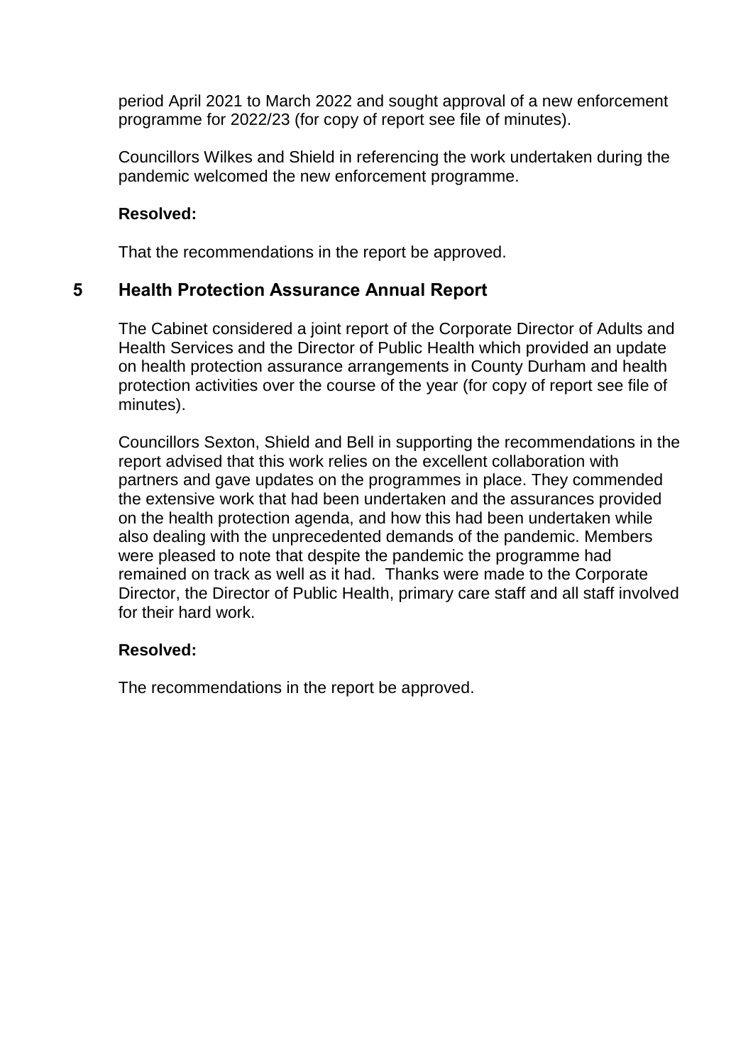period April 2021 to March 2022 and sought approval of a new enforcement programme for 2022/23 (for copy of report see file of minutes).

Councillors Wilkes and Shield in referencing the work undertaken during the pandemic welcomed the new enforcement programme.

**Resolved:**

That the recommendations in the report be approved.

## 5 Health Protection Assurance Annual Report

The Cabinet considered a joint report of the Corporate Director of Adults and Health Services and the Director of Public Health which provided an update on health protection assurance arrangements in County Durham and health protection activities over the course of the year (for copy of report see file of minutes).

Councillors Sexton, Shield and Bell in supporting the recommendations in the report advised that this work relies on the excellent collaboration with partners and gave updates on the programmes in place. They commended the extensive work that had been undertaken and the assurances provided on the health protection agenda, and how this had been undertaken while also dealing with the unprecedented demands of the pandemic. Members were pleased to note that despite the pandemic the programme had remained on track as well as it had. Thanks were made to the Corporate Director, the Director of Public Health, primary care staff and all staff involved for their hard work.

**Resolved:**

The recommendations in the report be approved.